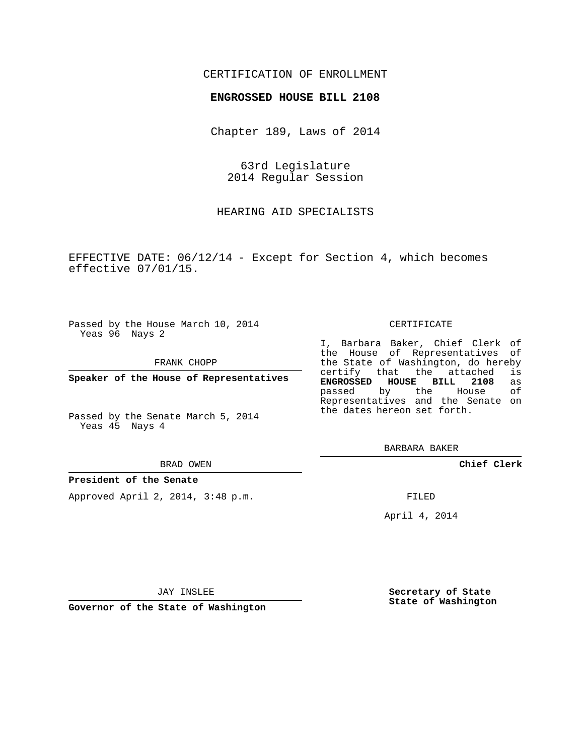CERTIFICATION OF ENROLLMENT

**ENGROSSED HOUSE BILL 2108**

Chapter 189, Laws of 2014

63rd Legislature
2014 Regular Session

HEARING AID SPECIALISTS

EFFECTIVE DATE: 06/12/14 - Except for Section 4, which becomes effective 07/01/15.

Passed by the House March 10, 2014
Yeas 96 Nays 2

FRANK CHOPP

**Speaker of the House of Representatives**

Passed by the Senate March 5, 2014
Yeas 45 Nays 4

BRAD OWEN

**President of the Senate**

Approved April 2, 2014, 3:48 p.m.

JAY INSLEE

**Governor of the State of Washington**

CERTIFICATE

I, Barbara Baker, Chief Clerk of the House of Representatives of the State of Washington, do hereby certify that the attached is **ENGROSSED HOUSE BILL 2108** as passed by the House of Representatives and the Senate on the dates hereon set forth.

BARBARA BAKER

**Chief Clerk**

FILED

April 4, 2014

**Secretary of State**
**State of Washington**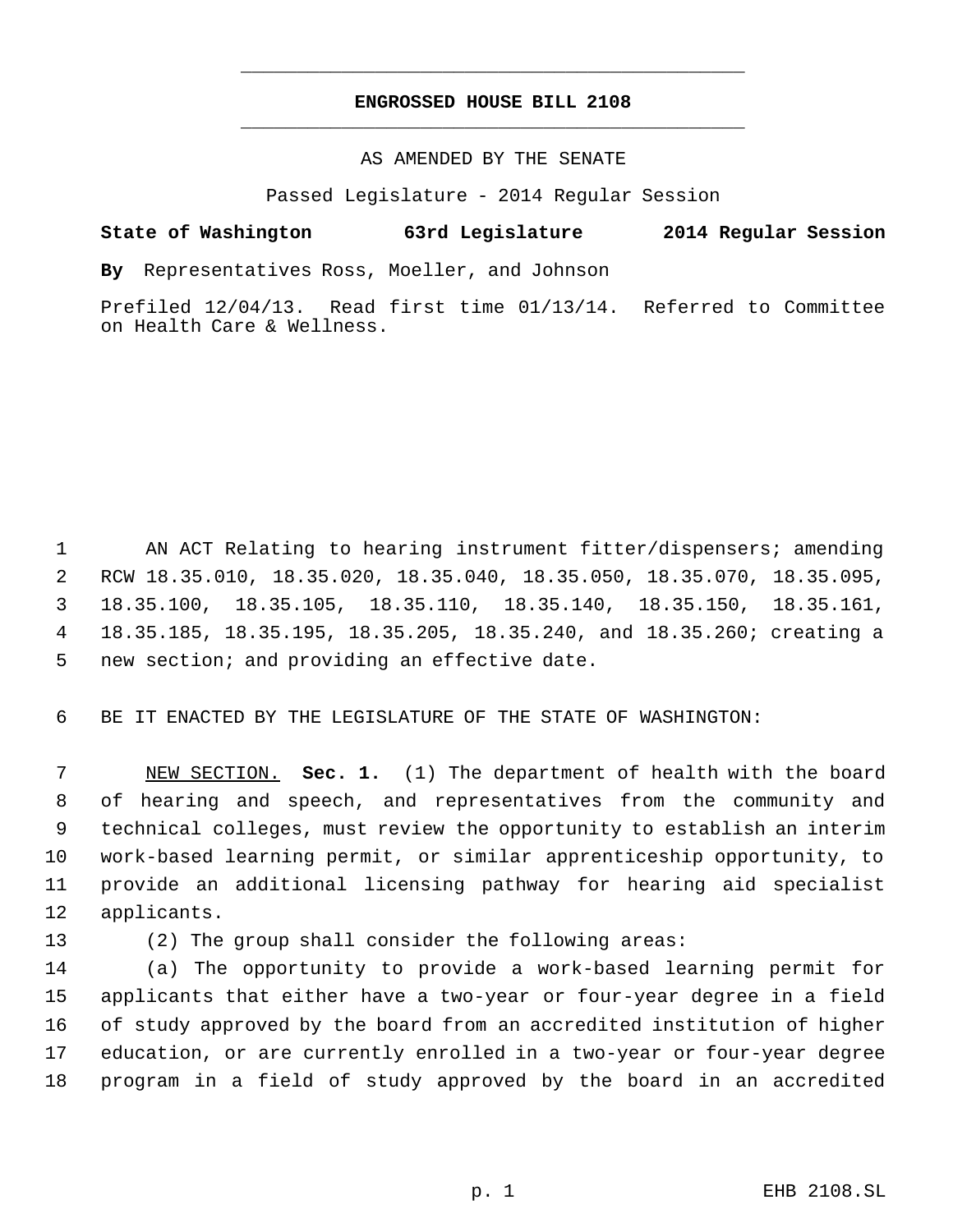# ENGROSSED HOUSE BILL 2108

AS AMENDED BY THE SENATE

Passed Legislature - 2014 Regular Session

**State of Washington 63rd Legislature 2014 Regular Session**

**By** Representatives Ross, Moeller, and Johnson

Prefiled 12/04/13. Read first time 01/13/14. Referred to Committee on Health Care & Wellness.

AN ACT Relating to hearing instrument fitter/dispensers; amending RCW 18.35.010, 18.35.020, 18.35.040, 18.35.050, 18.35.070, 18.35.095, 18.35.100, 18.35.105, 18.35.110, 18.35.140, 18.35.150, 18.35.161, 18.35.185, 18.35.195, 18.35.205, 18.35.240, and 18.35.260; creating a new section; and providing an effective date.

BE IT ENACTED BY THE LEGISLATURE OF THE STATE OF WASHINGTON:

NEW SECTION. **Sec. 1.** (1) The department of health with the board of hearing and speech, and representatives from the community and technical colleges, must review the opportunity to establish an interim work-based learning permit, or similar apprenticeship opportunity, to provide an additional licensing pathway for hearing aid specialist applicants.

(2) The group shall consider the following areas:

(a) The opportunity to provide a work-based learning permit for applicants that either have a two-year or four-year degree in a field of study approved by the board from an accredited institution of higher education, or are currently enrolled in a two-year or four-year degree program in a field of study approved by the board in an accredited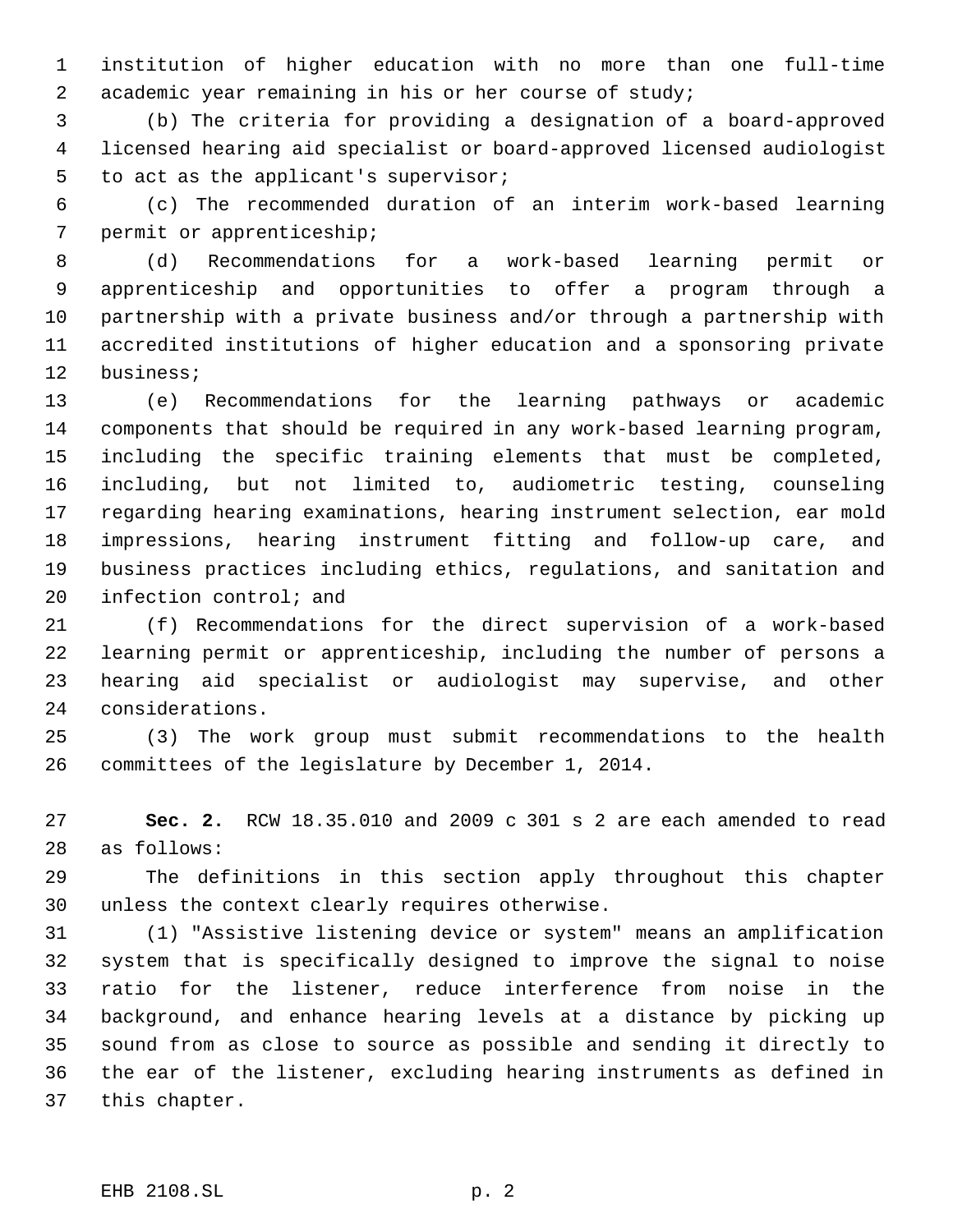institution of higher education with no more than one full-time academic year remaining in his or her course of study;

(b) The criteria for providing a designation of a board-approved licensed hearing aid specialist or board-approved licensed audiologist to act as the applicant's supervisor;

(c) The recommended duration of an interim work-based learning permit or apprenticeship;

(d) Recommendations for a work-based learning permit or apprenticeship and opportunities to offer a program through a partnership with a private business and/or through a partnership with accredited institutions of higher education and a sponsoring private business;

(e) Recommendations for the learning pathways or academic components that should be required in any work-based learning program, including the specific training elements that must be completed, including, but not limited to, audiometric testing, counseling regarding hearing examinations, hearing instrument selection, ear mold impressions, hearing instrument fitting and follow-up care, and business practices including ethics, regulations, and sanitation and infection control; and

(f) Recommendations for the direct supervision of a work-based learning permit or apprenticeship, including the number of persons a hearing aid specialist or audiologist may supervise, and other considerations.

(3) The work group must submit recommendations to the health committees of the legislature by December 1, 2014.

**Sec. 2.** RCW 18.35.010 and 2009 c 301 s 2 are each amended to read as follows:

The definitions in this section apply throughout this chapter unless the context clearly requires otherwise.

(1) "Assistive listening device or system" means an amplification system that is specifically designed to improve the signal to noise ratio for the listener, reduce interference from noise in the background, and enhance hearing levels at a distance by picking up sound from as close to source as possible and sending it directly to the ear of the listener, excluding hearing instruments as defined in this chapter.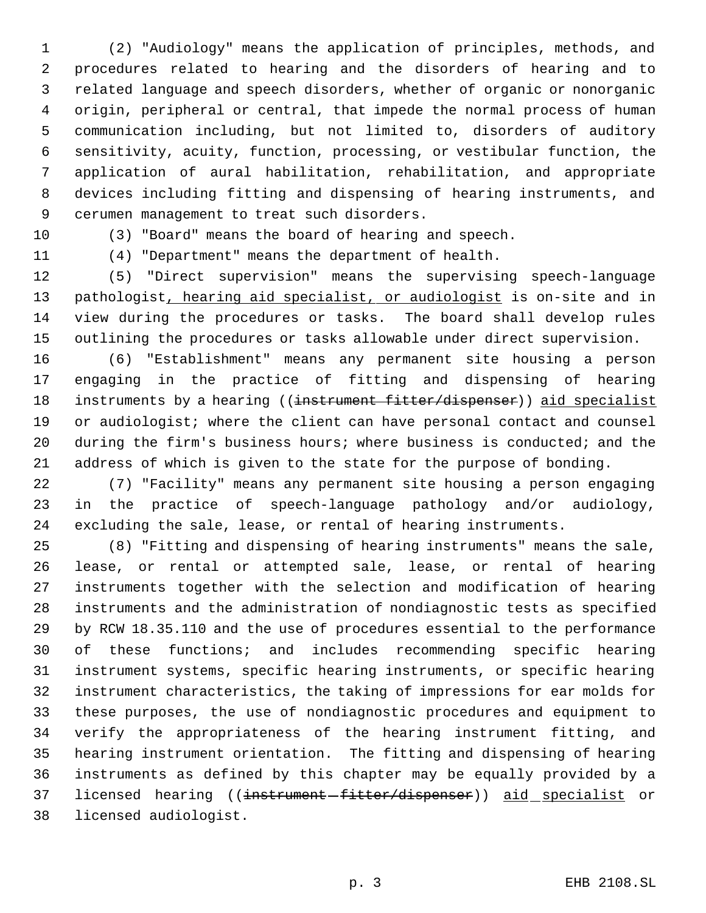(2) "Audiology" means the application of principles, methods, and procedures related to hearing and the disorders of hearing and to related language and speech disorders, whether of organic or nonorganic origin, peripheral or central, that impede the normal process of human communication including, but not limited to, disorders of auditory sensitivity, acuity, function, processing, or vestibular function, the application of aural habilitation, rehabilitation, and appropriate devices including fitting and dispensing of hearing instruments, and cerumen management to treat such disorders.

(3) "Board" means the board of hearing and speech.

(4) "Department" means the department of health.

(5) "Direct supervision" means the supervising speech-language pathologist, hearing aid specialist, or audiologist is on-site and in view during the procedures or tasks. The board shall develop rules outlining the procedures or tasks allowable under direct supervision.

(6) "Establishment" means any permanent site housing a person engaging in the practice of fitting and dispensing of hearing instruments by a hearing ((~~instrument fitter/dispenser~~)) aid specialist or audiologist; where the client can have personal contact and counsel during the firm's business hours; where business is conducted; and the address of which is given to the state for the purpose of bonding.

(7) "Facility" means any permanent site housing a person engaging in the practice of speech-language pathology and/or audiology, excluding the sale, lease, or rental of hearing instruments.

(8) "Fitting and dispensing of hearing instruments" means the sale, lease, or rental or attempted sale, lease, or rental of hearing instruments together with the selection and modification of hearing instruments and the administration of nondiagnostic tests as specified by RCW 18.35.110 and the use of procedures essential to the performance of these functions; and includes recommending specific hearing instrument systems, specific hearing instruments, or specific hearing instrument characteristics, the taking of impressions for ear molds for these purposes, the use of nondiagnostic procedures and equipment to verify the appropriateness of the hearing instrument fitting, and hearing instrument orientation. The fitting and dispensing of hearing instruments as defined by this chapter may be equally provided by a licensed hearing ((~~instrument fitter/dispenser~~)) aid specialist or licensed audiologist.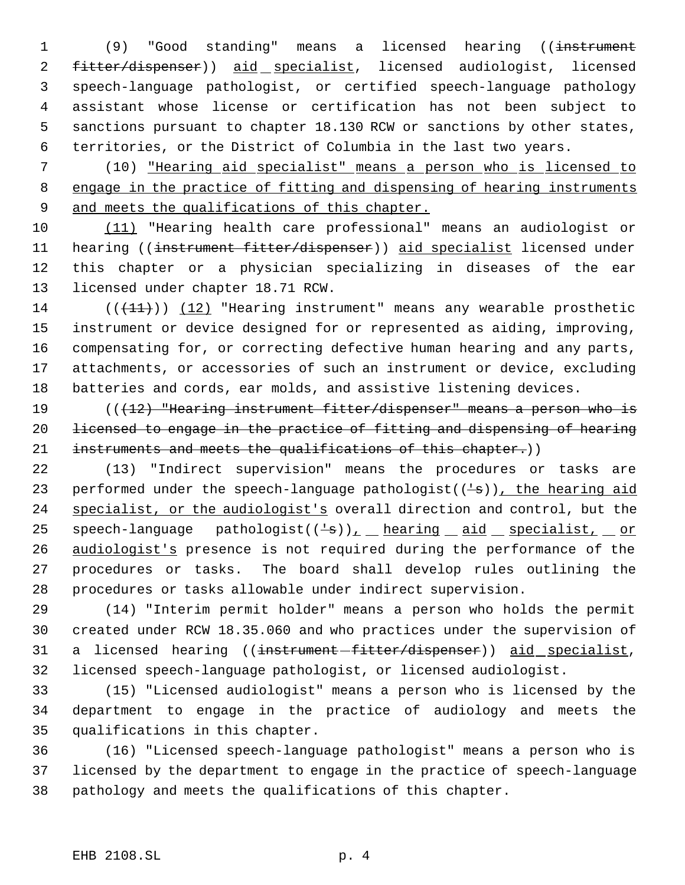(9) "Good standing" means a licensed hearing ((~~instrument fitter/dispenser~~)) <u>aid specialist</u>, licensed audiologist, licensed speech-language pathologist, or certified speech-language pathology assistant whose license or certification has not been subject to sanctions pursuant to chapter 18.130 RCW or sanctions by other states, territories, or the District of Columbia in the last two years.

(10) <u>"Hearing aid specialist" means a person who is licensed to engage in the practice of fitting and dispensing of hearing instruments and meets the qualifications of this chapter.</u>

<u>(11)</u> "Hearing health care professional" means an audiologist or hearing ((~~instrument fitter/dispenser~~)) <u>aid specialist</u> licensed under this chapter or a physician specializing in diseases of the ear licensed under chapter 18.71 RCW.

((~~(11)~~)) <u>(12)</u> "Hearing instrument" means any wearable prosthetic instrument or device designed for or represented as aiding, improving, compensating for, or correcting defective human hearing and any parts, attachments, or accessories of such an instrument or device, excluding batteries and cords, ear molds, and assistive listening devices.

((~~(12) "Hearing instrument fitter/dispenser" means a person who is licensed to engage in the practice of fitting and dispensing of hearing instruments and meets the qualifications of this chapter.~~))

(13) "Indirect supervision" means the procedures or tasks are performed under the speech-language pathologist((~~'s~~))<u>, the hearing aid specialist, or the audiologist's</u> overall direction and control, but the speech-language pathologist((~~'s~~))<u>, hearing aid specialist, or audiologist's</u> presence is not required during the performance of the procedures or tasks. The board shall develop rules outlining the procedures or tasks allowable under indirect supervision.

(14) "Interim permit holder" means a person who holds the permit created under RCW 18.35.060 and who practices under the supervision of a licensed hearing ((~~instrument fitter/dispenser~~)) <u>aid specialist</u>, licensed speech-language pathologist, or licensed audiologist.

(15) "Licensed audiologist" means a person who is licensed by the department to engage in the practice of audiology and meets the qualifications in this chapter.

(16) "Licensed speech-language pathologist" means a person who is licensed by the department to engage in the practice of speech-language pathology and meets the qualifications of this chapter.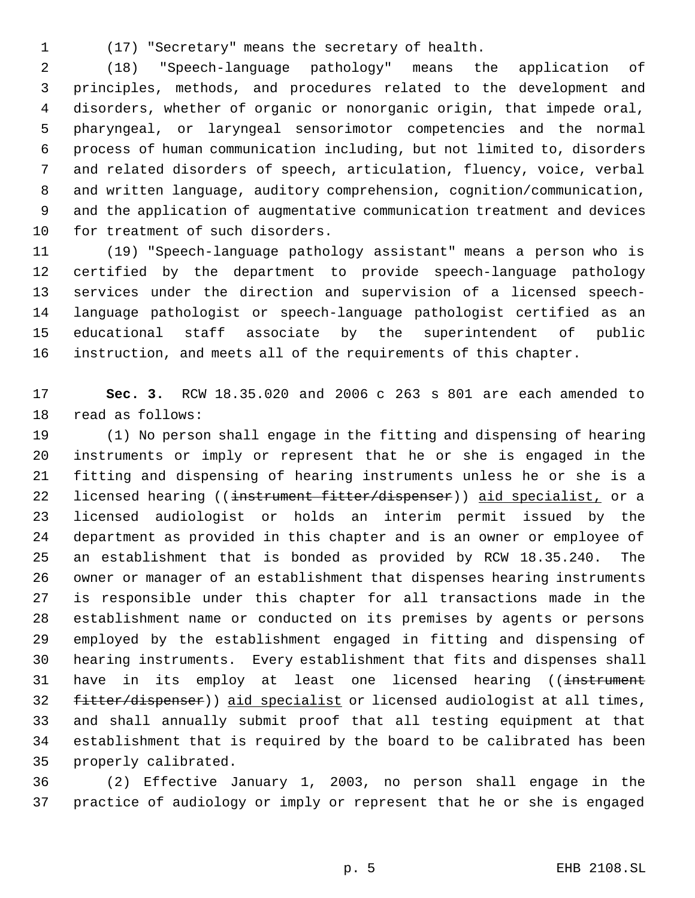(17) "Secretary" means the secretary of health.

(18) "Speech-language pathology" means the application of principles, methods, and procedures related to the development and disorders, whether of organic or nonorganic origin, that impede oral, pharyngeal, or laryngeal sensorimotor competencies and the normal process of human communication including, but not limited to, disorders and related disorders of speech, articulation, fluency, voice, verbal and written language, auditory comprehension, cognition/communication, and the application of augmentative communication treatment and devices for treatment of such disorders.

(19) "Speech-language pathology assistant" means a person who is certified by the department to provide speech-language pathology services under the direction and supervision of a licensed speech-language pathologist or speech-language pathologist certified as an educational staff associate by the superintendent of public instruction, and meets all of the requirements of this chapter.

**Sec. 3.** RCW 18.35.020 and 2006 c 263 s 801 are each amended to read as follows:

(1) No person shall engage in the fitting and dispensing of hearing instruments or imply or represent that he or she is engaged in the fitting and dispensing of hearing instruments unless he or she is a licensed hearing ((~~instrument fitter/dispenser~~)) <u>aid specialist,</u> or a licensed audiologist or holds an interim permit issued by the department as provided in this chapter and is an owner or employee of an establishment that is bonded as provided by RCW 18.35.240. The owner or manager of an establishment that dispenses hearing instruments is responsible under this chapter for all transactions made in the establishment name or conducted on its premises by agents or persons employed by the establishment engaged in fitting and dispensing of hearing instruments. Every establishment that fits and dispenses shall have in its employ at least one licensed hearing ((~~instrument fitter/dispenser~~)) <u>aid specialist</u> or licensed audiologist at all times, and shall annually submit proof that all testing equipment at that establishment that is required by the board to be calibrated has been properly calibrated.

(2) Effective January 1, 2003, no person shall engage in the practice of audiology or imply or represent that he or she is engaged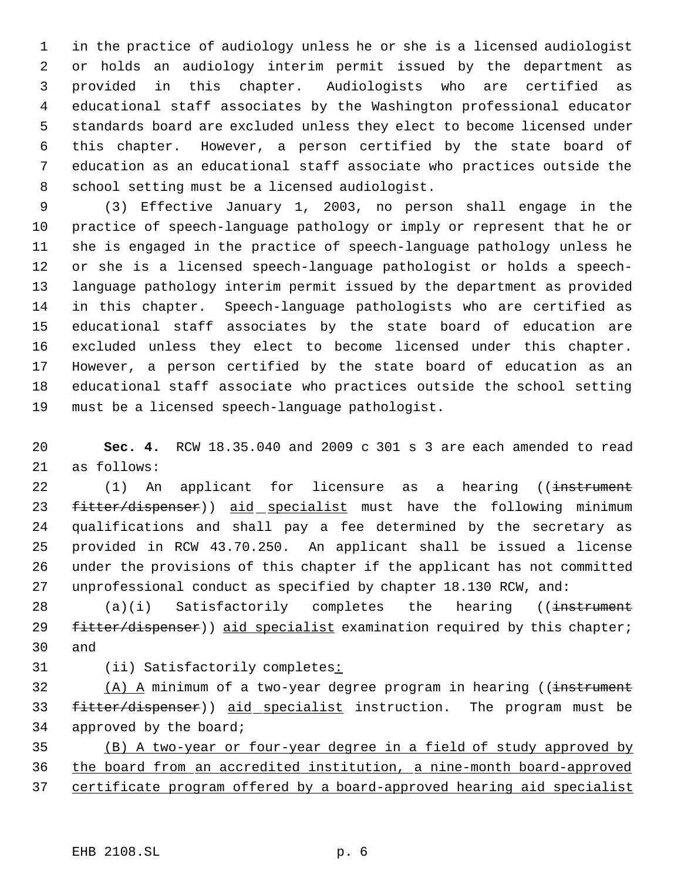in the practice of audiology unless he or she is a licensed audiologist or holds an audiology interim permit issued by the department as provided in this chapter. Audiologists who are certified as educational staff associates by the Washington professional educator standards board are excluded unless they elect to become licensed under this chapter. However, a person certified by the state board of education as an educational staff associate who practices outside the school setting must be a licensed audiologist.

(3) Effective January 1, 2003, no person shall engage in the practice of speech-language pathology or imply or represent that he or she is engaged in the practice of speech-language pathology unless he or she is a licensed speech-language pathologist or holds a speech-language pathology interim permit issued by the department as provided in this chapter. Speech-language pathologists who are certified as educational staff associates by the state board of education are excluded unless they elect to become licensed under this chapter. However, a person certified by the state board of education as an educational staff associate who practices outside the school setting must be a licensed speech-language pathologist.

**Sec. 4.** RCW 18.35.040 and 2009 c 301 s 3 are each amended to read as follows:

(1) An applicant for licensure as a hearing ((~~instrument fitter/dispenser~~)) <u>aid specialist</u> must have the following minimum qualifications and shall pay a fee determined by the secretary as provided in RCW 43.70.250. An applicant shall be issued a license under the provisions of this chapter if the applicant has not committed unprofessional conduct as specified by chapter 18.130 RCW, and:

(a)(i) Satisfactorily completes the hearing ((~~instrument fitter/dispenser~~)) <u>aid specialist</u> examination required by this chapter; and

(ii) Satisfactorily completes<u>:</u>

<u>(A) A</u> minimum of a two-year degree program in hearing ((~~instrument fitter/dispenser~~)) <u>aid specialist</u> instruction. The program must be approved by the board;

<u>(B) A two-year or four-year degree in a field of study approved by the board from an accredited institution, a nine-month board-approved certificate program offered by a board-approved hearing aid specialist</u>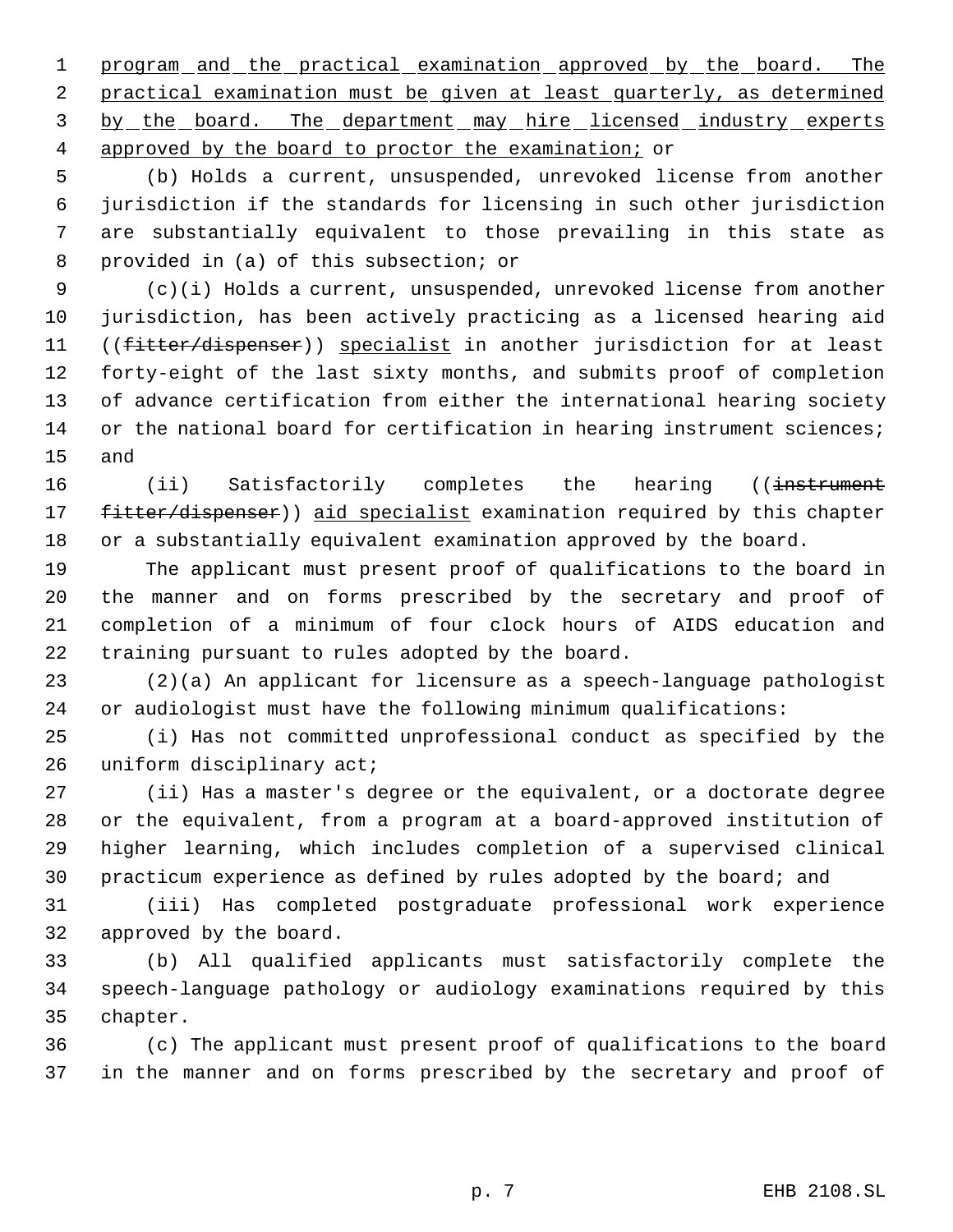program and the practical examination approved by the board. The practical examination must be given at least quarterly, as determined by the board. The department may hire licensed industry experts approved by the board to proctor the examination; or

(b) Holds a current, unsuspended, unrevoked license from another jurisdiction if the standards for licensing in such other jurisdiction are substantially equivalent to those prevailing in this state as provided in (a) of this subsection; or

(c)(i) Holds a current, unsuspended, unrevoked license from another jurisdiction, has been actively practicing as a licensed hearing aid ((~~fitter/dispenser~~)) specialist in another jurisdiction for at least forty-eight of the last sixty months, and submits proof of completion of advance certification from either the international hearing society or the national board for certification in hearing instrument sciences; and

(ii) Satisfactorily completes the hearing ((~~instrument fitter/dispenser~~)) aid specialist examination required by this chapter or a substantially equivalent examination approved by the board.

The applicant must present proof of qualifications to the board in the manner and on forms prescribed by the secretary and proof of completion of a minimum of four clock hours of AIDS education and training pursuant to rules adopted by the board.

(2)(a) An applicant for licensure as a speech-language pathologist or audiologist must have the following minimum qualifications:

(i) Has not committed unprofessional conduct as specified by the uniform disciplinary act;

(ii) Has a master's degree or the equivalent, or a doctorate degree or the equivalent, from a program at a board-approved institution of higher learning, which includes completion of a supervised clinical practicum experience as defined by rules adopted by the board; and

(iii) Has completed postgraduate professional work experience approved by the board.

(b) All qualified applicants must satisfactorily complete the speech-language pathology or audiology examinations required by this chapter.

(c) The applicant must present proof of qualifications to the board in the manner and on forms prescribed by the secretary and proof of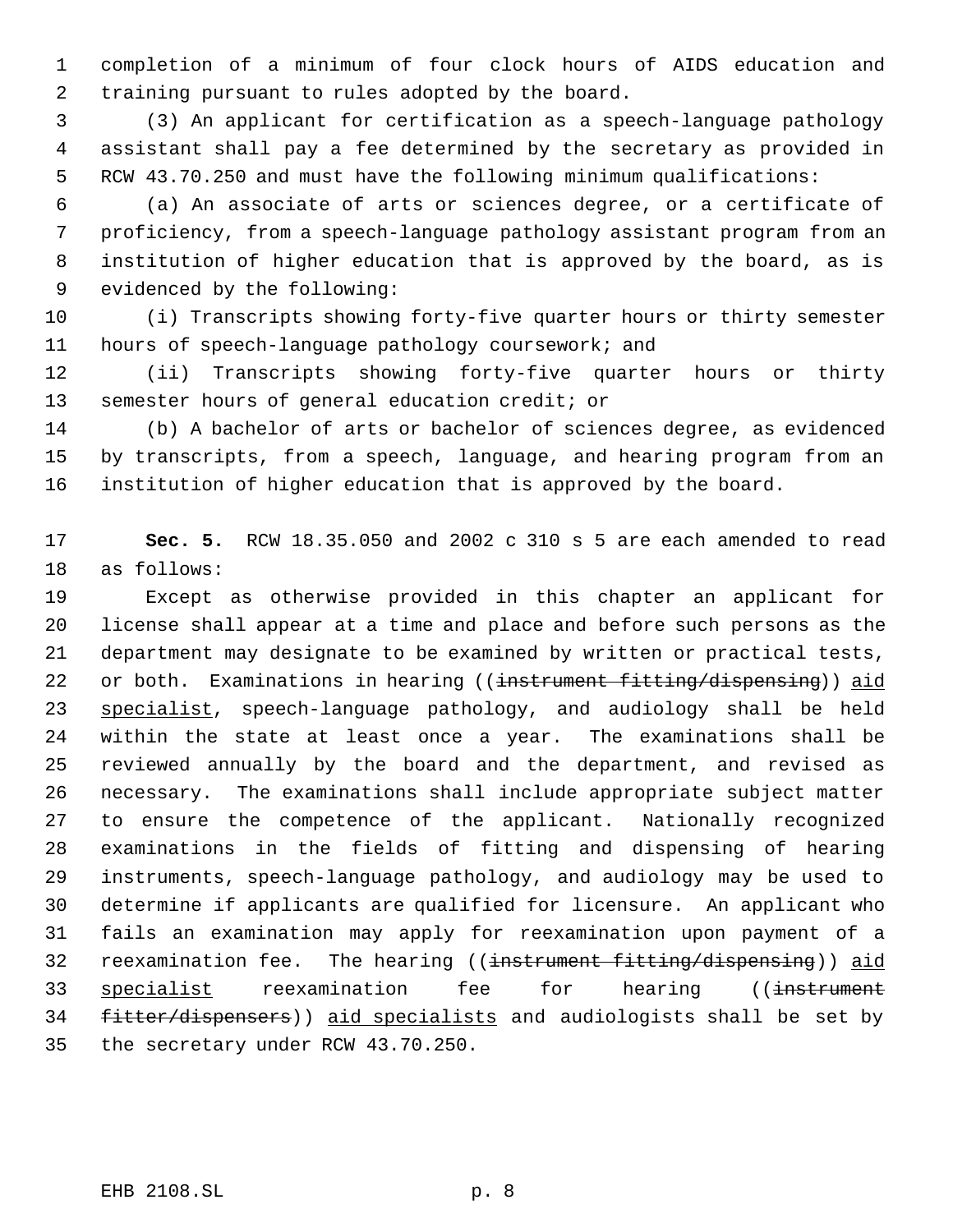completion of a minimum of four clock hours of AIDS education and training pursuant to rules adopted by the board.

(3) An applicant for certification as a speech-language pathology assistant shall pay a fee determined by the secretary as provided in RCW 43.70.250 and must have the following minimum qualifications:

(a) An associate of arts or sciences degree, or a certificate of proficiency, from a speech-language pathology assistant program from an institution of higher education that is approved by the board, as is evidenced by the following:

(i) Transcripts showing forty-five quarter hours or thirty semester hours of speech-language pathology coursework; and

(ii) Transcripts showing forty-five quarter hours or thirty semester hours of general education credit; or

(b) A bachelor of arts or bachelor of sciences degree, as evidenced by transcripts, from a speech, language, and hearing program from an institution of higher education that is approved by the board.

**Sec. 5.** RCW 18.35.050 and 2002 c 310 s 5 are each amended to read as follows:

Except as otherwise provided in this chapter an applicant for license shall appear at a time and place and before such persons as the department may designate to be examined by written or practical tests, or both. Examinations in hearing ((~~instrument fitting/dispensing~~)) aid specialist, speech-language pathology, and audiology shall be held within the state at least once a year. The examinations shall be reviewed annually by the board and the department, and revised as necessary. The examinations shall include appropriate subject matter to ensure the competence of the applicant. Nationally recognized examinations in the fields of fitting and dispensing of hearing instruments, speech-language pathology, and audiology may be used to determine if applicants are qualified for licensure. An applicant who fails an examination may apply for reexamination upon payment of a reexamination fee. The hearing ((~~instrument fitting/dispensing~~)) aid specialist reexamination fee for hearing ((~~instrument fitter/dispensers~~)) aid specialists and audiologists shall be set by the secretary under RCW 43.70.250.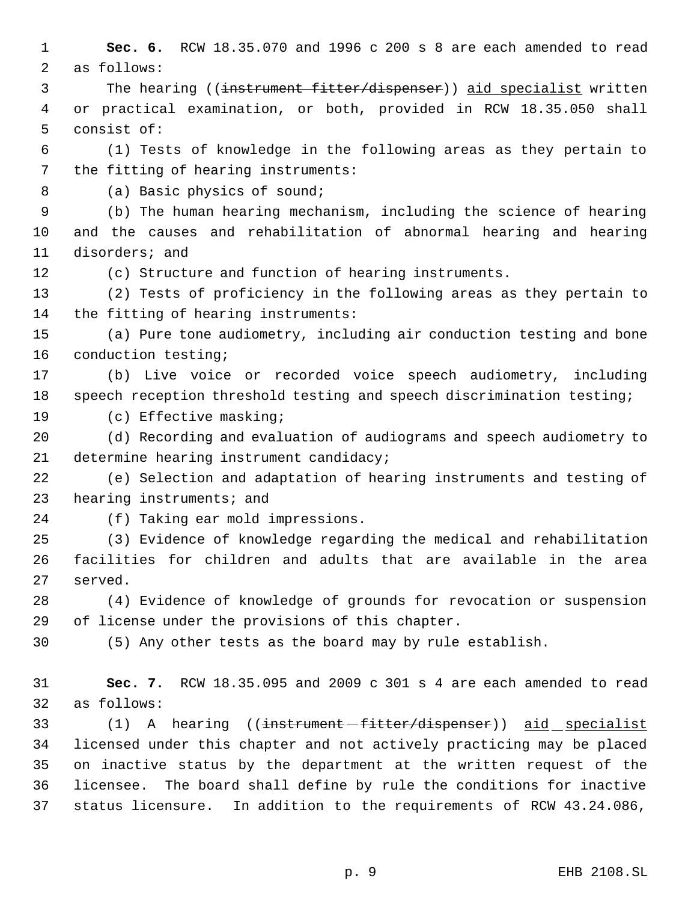**Sec. 6.** RCW 18.35.070 and 1996 c 200 s 8 are each amended to read as follows:

The hearing ((~~instrument fitter/dispenser~~)) <u>aid specialist</u> written or practical examination, or both, provided in RCW 18.35.050 shall consist of:

(1) Tests of knowledge in the following areas as they pertain to the fitting of hearing instruments:

(a) Basic physics of sound;

(b) The human hearing mechanism, including the science of hearing and the causes and rehabilitation of abnormal hearing and hearing disorders; and

(c) Structure and function of hearing instruments.

(2) Tests of proficiency in the following areas as they pertain to the fitting of hearing instruments:

(a) Pure tone audiometry, including air conduction testing and bone conduction testing;

(b) Live voice or recorded voice speech audiometry, including speech reception threshold testing and speech discrimination testing;

(c) Effective masking;

(d) Recording and evaluation of audiograms and speech audiometry to determine hearing instrument candidacy;

(e) Selection and adaptation of hearing instruments and testing of hearing instruments; and

(f) Taking ear mold impressions.

(3) Evidence of knowledge regarding the medical and rehabilitation facilities for children and adults that are available in the area served.

(4) Evidence of knowledge of grounds for revocation or suspension of license under the provisions of this chapter.

(5) Any other tests as the board may by rule establish.

**Sec. 7.** RCW 18.35.095 and 2009 c 301 s 4 are each amended to read as follows:

(1) A hearing ((~~instrument fitter/dispenser~~)) <u>aid specialist</u> licensed under this chapter and not actively practicing may be placed on inactive status by the department at the written request of the licensee. The board shall define by rule the conditions for inactive status licensure. In addition to the requirements of RCW 43.24.086,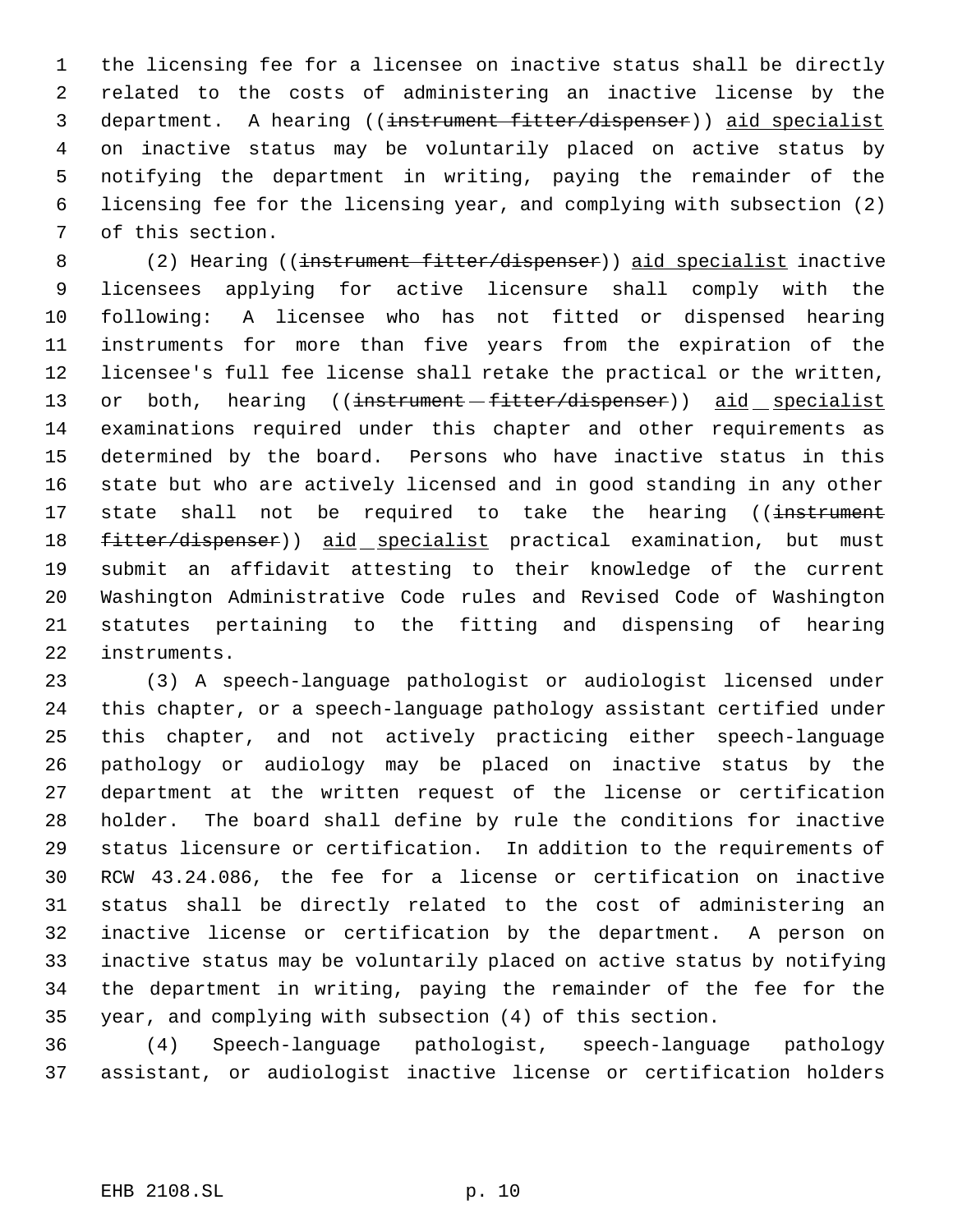the licensing fee for a licensee on inactive status shall be directly related to the costs of administering an inactive license by the department. A hearing ((~~instrument fitter/dispenser~~)) <u>aid specialist</u> on inactive status may be voluntarily placed on active status by notifying the department in writing, paying the remainder of the licensing fee for the licensing year, and complying with subsection (2) of this section.

(2) Hearing ((~~instrument fitter/dispenser~~)) <u>aid specialist</u> inactive licensees applying for active licensure shall comply with the following: A licensee who has not fitted or dispensed hearing instruments for more than five years from the expiration of the licensee's full fee license shall retake the practical or the written, or both, hearing ((~~instrument fitter/dispenser~~)) <u>aid specialist</u> examinations required under this chapter and other requirements as determined by the board. Persons who have inactive status in this state but who are actively licensed and in good standing in any other state shall not be required to take the hearing ((~~instrument fitter/dispenser~~)) <u>aid specialist</u> practical examination, but must submit an affidavit attesting to their knowledge of the current Washington Administrative Code rules and Revised Code of Washington statutes pertaining to the fitting and dispensing of hearing instruments.

(3) A speech-language pathologist or audiologist licensed under this chapter, or a speech-language pathology assistant certified under this chapter, and not actively practicing either speech-language pathology or audiology may be placed on inactive status by the department at the written request of the license or certification holder. The board shall define by rule the conditions for inactive status licensure or certification. In addition to the requirements of RCW 43.24.086, the fee for a license or certification on inactive status shall be directly related to the cost of administering an inactive license or certification by the department. A person on inactive status may be voluntarily placed on active status by notifying the department in writing, paying the remainder of the fee for the year, and complying with subsection (4) of this section.

(4) Speech-language pathologist, speech-language pathology assistant, or audiologist inactive license or certification holders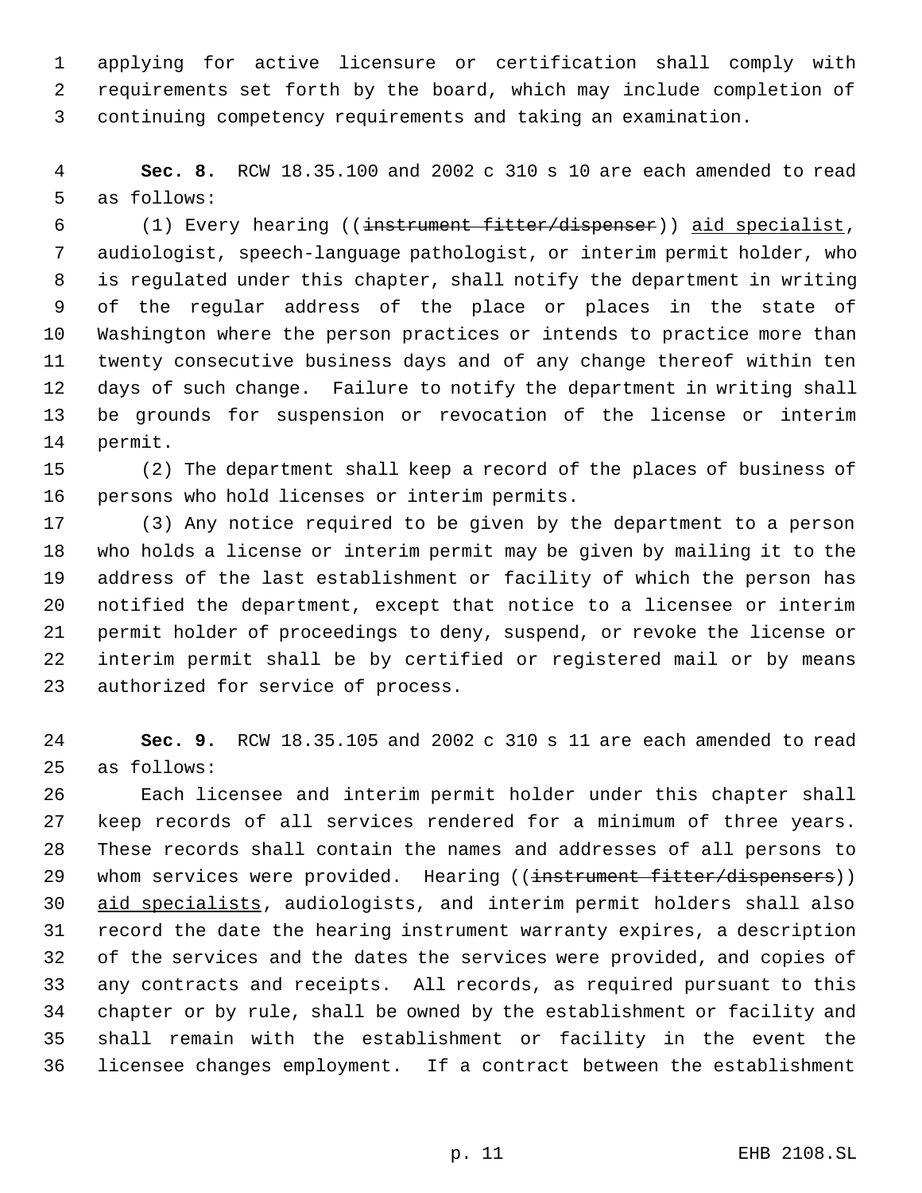applying for active licensure or certification shall comply with requirements set forth by the board, which may include completion of continuing competency requirements and taking an examination.

**Sec. 8.** RCW 18.35.100 and 2002 c 310 s 10 are each amended to read as follows:

(1) Every hearing ((~~instrument fitter/dispenser~~)) aid specialist, audiologist, speech-language pathologist, or interim permit holder, who is regulated under this chapter, shall notify the department in writing of the regular address of the place or places in the state of Washington where the person practices or intends to practice more than twenty consecutive business days and of any change thereof within ten days of such change. Failure to notify the department in writing shall be grounds for suspension or revocation of the license or interim permit.

(2) The department shall keep a record of the places of business of persons who hold licenses or interim permits.

(3) Any notice required to be given by the department to a person who holds a license or interim permit may be given by mailing it to the address of the last establishment or facility of which the person has notified the department, except that notice to a licensee or interim permit holder of proceedings to deny, suspend, or revoke the license or interim permit shall be by certified or registered mail or by means authorized for service of process.

**Sec. 9.** RCW 18.35.105 and 2002 c 310 s 11 are each amended to read as follows:

Each licensee and interim permit holder under this chapter shall keep records of all services rendered for a minimum of three years. These records shall contain the names and addresses of all persons to whom services were provided. Hearing ((~~instrument fitter/dispensers~~)) aid specialists, audiologists, and interim permit holders shall also record the date the hearing instrument warranty expires, a description of the services and the dates the services were provided, and copies of any contracts and receipts. All records, as required pursuant to this chapter or by rule, shall be owned by the establishment or facility and shall remain with the establishment or facility in the event the licensee changes employment. If a contract between the establishment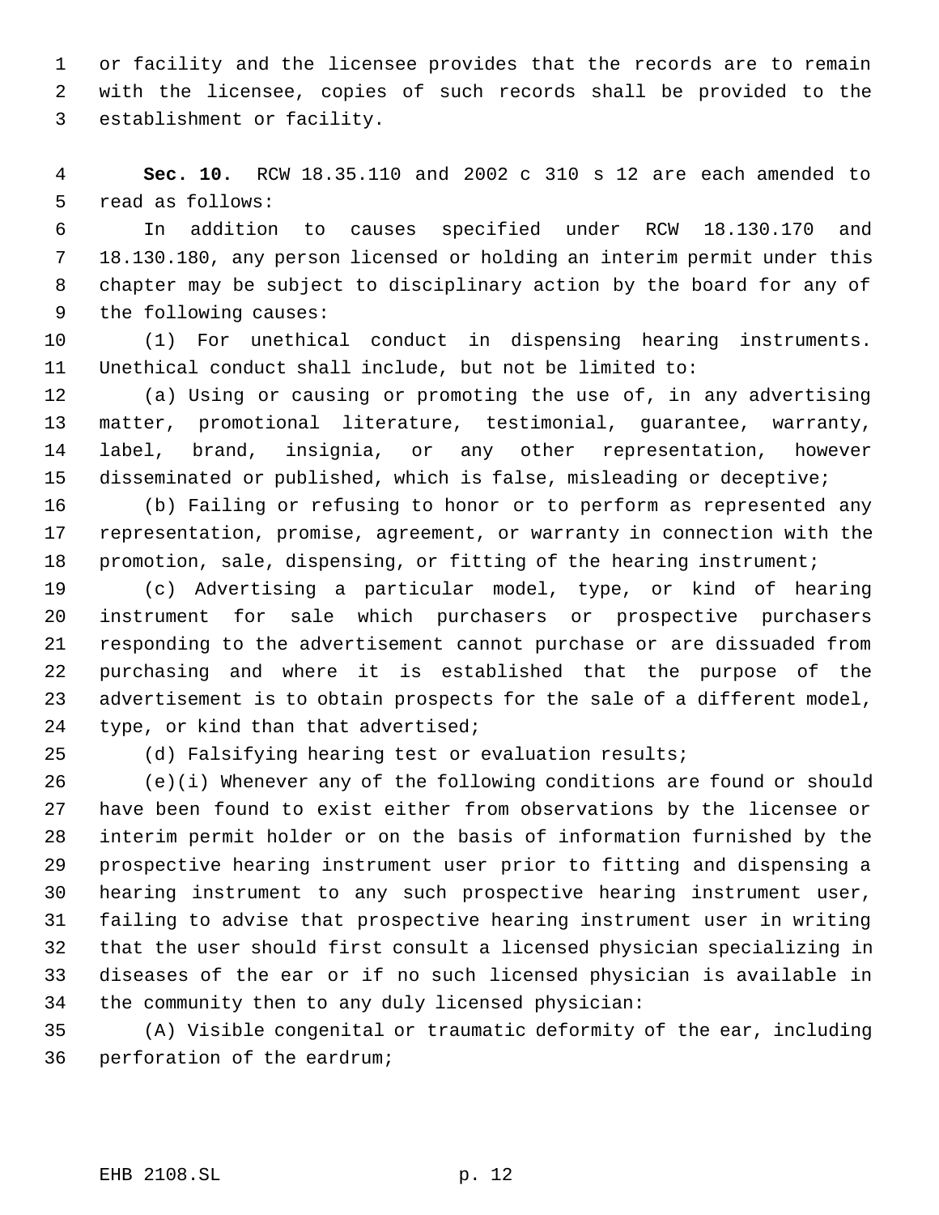or facility and the licensee provides that the records are to remain with the licensee, copies of such records shall be provided to the establishment or facility.

**Sec. 10.** RCW 18.35.110 and 2002 c 310 s 12 are each amended to read as follows:

In addition to causes specified under RCW 18.130.170 and 18.130.180, any person licensed or holding an interim permit under this chapter may be subject to disciplinary action by the board for any of the following causes:

(1) For unethical conduct in dispensing hearing instruments. Unethical conduct shall include, but not be limited to:

(a) Using or causing or promoting the use of, in any advertising matter, promotional literature, testimonial, guarantee, warranty, label, brand, insignia, or any other representation, however disseminated or published, which is false, misleading or deceptive;

(b) Failing or refusing to honor or to perform as represented any representation, promise, agreement, or warranty in connection with the promotion, sale, dispensing, or fitting of the hearing instrument;

(c) Advertising a particular model, type, or kind of hearing instrument for sale which purchasers or prospective purchasers responding to the advertisement cannot purchase or are dissuaded from purchasing and where it is established that the purpose of the advertisement is to obtain prospects for the sale of a different model, type, or kind than that advertised;

(d) Falsifying hearing test or evaluation results;

(e)(i) Whenever any of the following conditions are found or should have been found to exist either from observations by the licensee or interim permit holder or on the basis of information furnished by the prospective hearing instrument user prior to fitting and dispensing a hearing instrument to any such prospective hearing instrument user, failing to advise that prospective hearing instrument user in writing that the user should first consult a licensed physician specializing in diseases of the ear or if no such licensed physician is available in the community then to any duly licensed physician:

(A) Visible congenital or traumatic deformity of the ear, including perforation of the eardrum;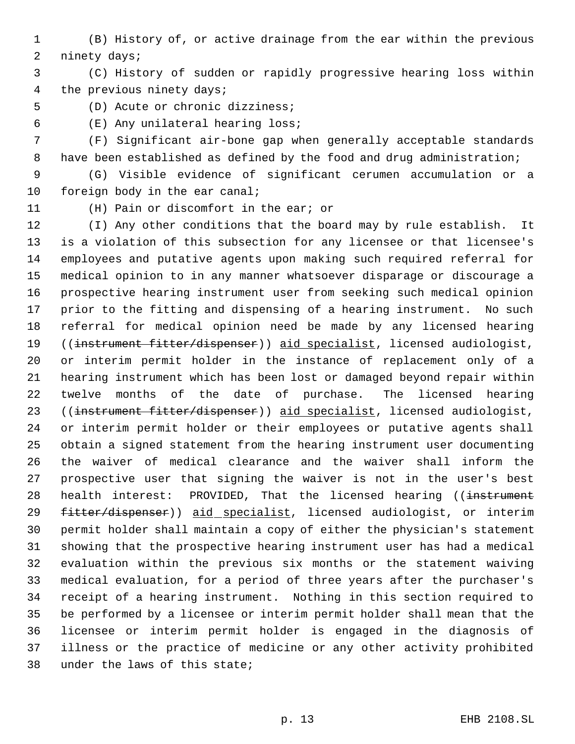(B) History of, or active drainage from the ear within the previous ninety days;

(C) History of sudden or rapidly progressive hearing loss within the previous ninety days;

(D) Acute or chronic dizziness;

(E) Any unilateral hearing loss;

(F) Significant air-bone gap when generally acceptable standards have been established as defined by the food and drug administration;

(G) Visible evidence of significant cerumen accumulation or a foreign body in the ear canal;

(H) Pain or discomfort in the ear; or

(I) Any other conditions that the board may by rule establish. It is a violation of this subsection for any licensee or that licensee's employees and putative agents upon making such required referral for medical opinion to in any manner whatsoever disparage or discourage a prospective hearing instrument user from seeking such medical opinion prior to the fitting and dispensing of a hearing instrument. No such referral for medical opinion need be made by any licensed hearing ((~~instrument fitter/dispenser~~)) aid specialist, licensed audiologist, or interim permit holder in the instance of replacement only of a hearing instrument which has been lost or damaged beyond repair within twelve months of the date of purchase. The licensed hearing ((~~instrument fitter/dispenser~~)) aid specialist, licensed audiologist, or interim permit holder or their employees or putative agents shall obtain a signed statement from the hearing instrument user documenting the waiver of medical clearance and the waiver shall inform the prospective user that signing the waiver is not in the user's best health interest: PROVIDED, That the licensed hearing ((~~instrument fitter/dispenser~~)) aid specialist, licensed audiologist, or interim permit holder shall maintain a copy of either the physician's statement showing that the prospective hearing instrument user has had a medical evaluation within the previous six months or the statement waiving medical evaluation, for a period of three years after the purchaser's receipt of a hearing instrument. Nothing in this section required to be performed by a licensee or interim permit holder shall mean that the licensee or interim permit holder is engaged in the diagnosis of illness or the practice of medicine or any other activity prohibited under the laws of this state;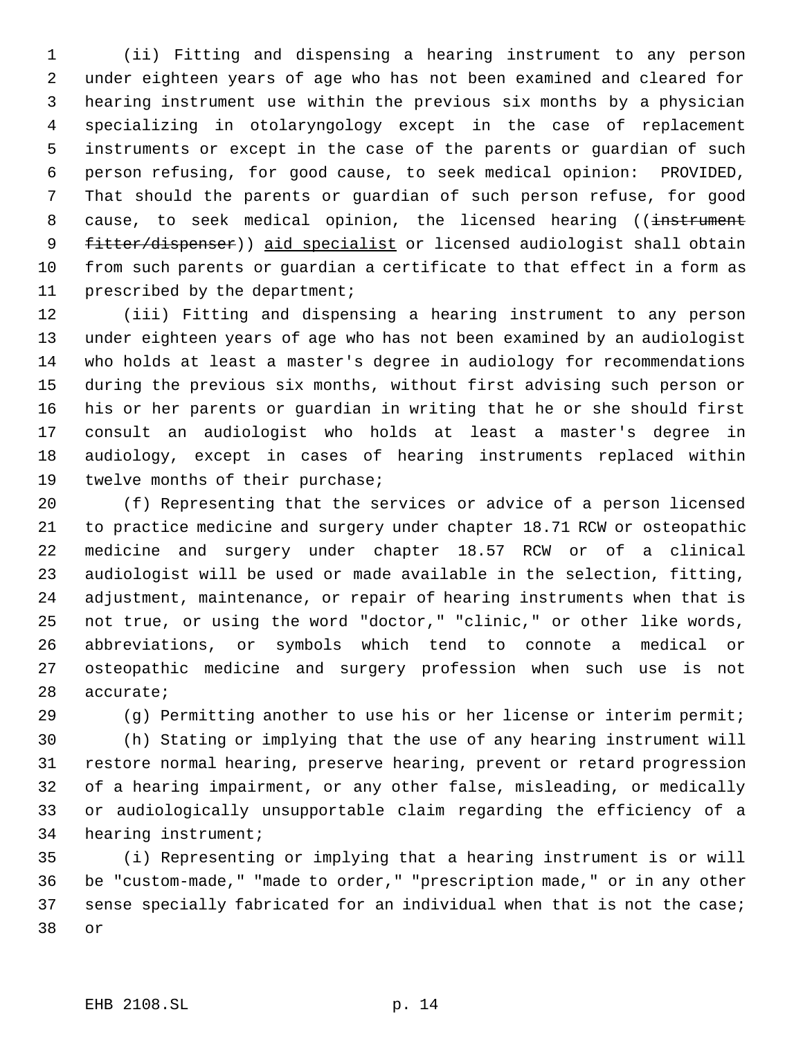(ii) Fitting and dispensing a hearing instrument to any person under eighteen years of age who has not been examined and cleared for hearing instrument use within the previous six months by a physician specializing in otolaryngology except in the case of replacement instruments or except in the case of the parents or guardian of such person refusing, for good cause, to seek medical opinion: PROVIDED, That should the parents or guardian of such person refuse, for good cause, to seek medical opinion, the licensed hearing ((~~instrument fitter/dispenser~~)) aid specialist or licensed audiologist shall obtain from such parents or guardian a certificate to that effect in a form as prescribed by the department;

(iii) Fitting and dispensing a hearing instrument to any person under eighteen years of age who has not been examined by an audiologist who holds at least a master's degree in audiology for recommendations during the previous six months, without first advising such person or his or her parents or guardian in writing that he or she should first consult an audiologist who holds at least a master's degree in audiology, except in cases of hearing instruments replaced within twelve months of their purchase;

(f) Representing that the services or advice of a person licensed to practice medicine and surgery under chapter 18.71 RCW or osteopathic medicine and surgery under chapter 18.57 RCW or of a clinical audiologist will be used or made available in the selection, fitting, adjustment, maintenance, or repair of hearing instruments when that is not true, or using the word "doctor," "clinic," or other like words, abbreviations, or symbols which tend to connote a medical or osteopathic medicine and surgery profession when such use is not accurate;

(g) Permitting another to use his or her license or interim permit;

(h) Stating or implying that the use of any hearing instrument will restore normal hearing, preserve hearing, prevent or retard progression of a hearing impairment, or any other false, misleading, or medically or audiologically unsupportable claim regarding the efficiency of a hearing instrument;

(i) Representing or implying that a hearing instrument is or will be "custom-made," "made to order," "prescription made," or in any other sense specially fabricated for an individual when that is not the case; or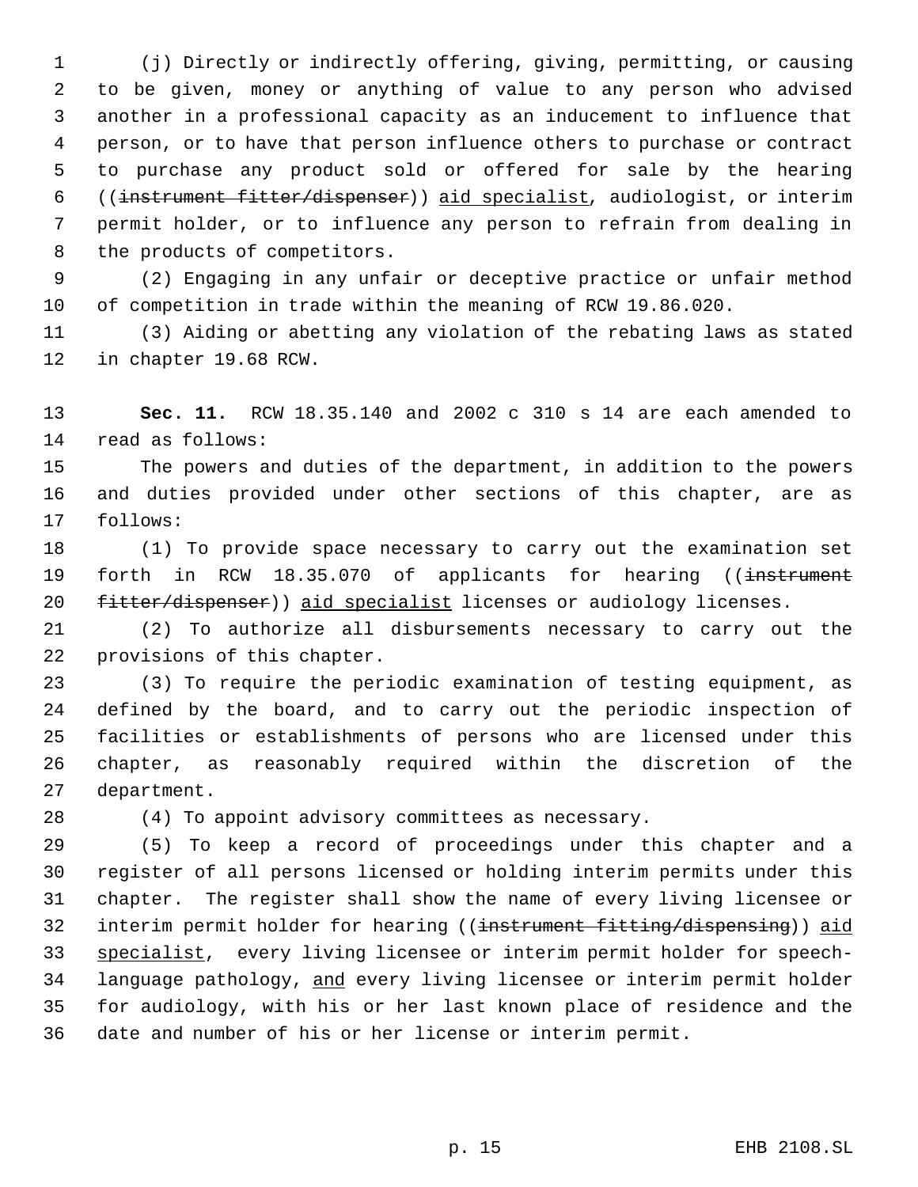(j) Directly or indirectly offering, giving, permitting, or causing to be given, money or anything of value to any person who advised another in a professional capacity as an inducement to influence that person, or to have that person influence others to purchase or contract to purchase any product sold or offered for sale by the hearing ((~~instrument fitter/dispenser~~)) aid specialist, audiologist, or interim permit holder, or to influence any person to refrain from dealing in the products of competitors.

(2) Engaging in any unfair or deceptive practice or unfair method of competition in trade within the meaning of RCW 19.86.020.

(3) Aiding or abetting any violation of the rebating laws as stated in chapter 19.68 RCW.

**Sec. 11.** RCW 18.35.140 and 2002 c 310 s 14 are each amended to read as follows:

The powers and duties of the department, in addition to the powers and duties provided under other sections of this chapter, are as follows:

(1) To provide space necessary to carry out the examination set forth in RCW 18.35.070 of applicants for hearing ((~~instrument fitter/dispenser~~)) aid specialist licenses or audiology licenses.

(2) To authorize all disbursements necessary to carry out the provisions of this chapter.

(3) To require the periodic examination of testing equipment, as defined by the board, and to carry out the periodic inspection of facilities or establishments of persons who are licensed under this chapter, as reasonably required within the discretion of the department.

(4) To appoint advisory committees as necessary.

(5) To keep a record of proceedings under this chapter and a register of all persons licensed or holding interim permits under this chapter. The register shall show the name of every living licensee or interim permit holder for hearing ((~~instrument fitting/dispensing~~)) aid specialist, every living licensee or interim permit holder for speech-language pathology, and every living licensee or interim permit holder for audiology, with his or her last known place of residence and the date and number of his or her license or interim permit.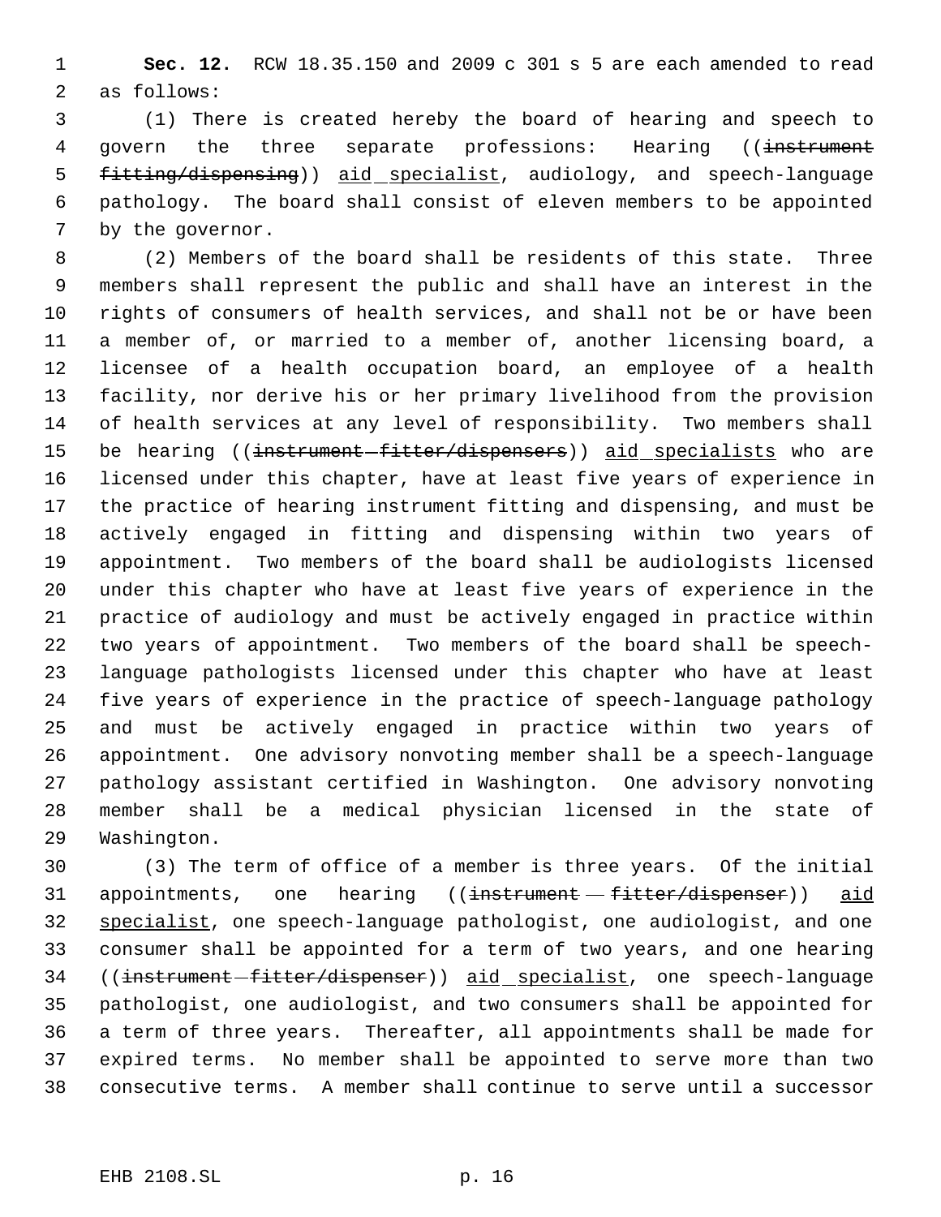**Sec. 12.** RCW 18.35.150 and 2009 c 301 s 5 are each amended to read as follows:

(1) There is created hereby the board of hearing and speech to govern the three separate professions: Hearing ((~~instrument fitting/dispensing~~)) aid specialist, audiology, and speech-language pathology. The board shall consist of eleven members to be appointed by the governor.

(2) Members of the board shall be residents of this state. Three members shall represent the public and shall have an interest in the rights of consumers of health services, and shall not be or have been a member of, or married to a member of, another licensing board, a licensee of a health occupation board, an employee of a health facility, nor derive his or her primary livelihood from the provision of health services at any level of responsibility. Two members shall be hearing ((~~instrument fitter/dispensers~~)) aid specialists who are licensed under this chapter, have at least five years of experience in the practice of hearing instrument fitting and dispensing, and must be actively engaged in fitting and dispensing within two years of appointment. Two members of the board shall be audiologists licensed under this chapter who have at least five years of experience in the practice of audiology and must be actively engaged in practice within two years of appointment. Two members of the board shall be speech-language pathologists licensed under this chapter who have at least five years of experience in the practice of speech-language pathology and must be actively engaged in practice within two years of appointment. One advisory nonvoting member shall be a speech-language pathology assistant certified in Washington. One advisory nonvoting member shall be a medical physician licensed in the state of Washington.

(3) The term of office of a member is three years. Of the initial appointments, one hearing ((~~instrument fitter/dispenser~~)) aid specialist, one speech-language pathologist, one audiologist, and one consumer shall be appointed for a term of two years, and one hearing ((~~instrument fitter/dispenser~~)) aid specialist, one speech-language pathologist, one audiologist, and two consumers shall be appointed for a term of three years. Thereafter, all appointments shall be made for expired terms. No member shall be appointed to serve more than two consecutive terms. A member shall continue to serve until a successor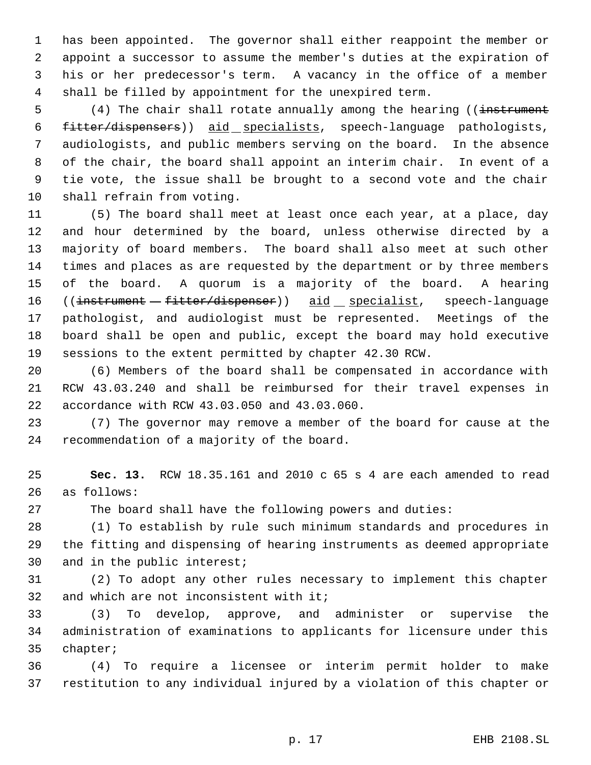has been appointed. The governor shall either reappoint the member or appoint a successor to assume the member's duties at the expiration of his or her predecessor's term. A vacancy in the office of a member shall be filled by appointment for the unexpired term.

(4) The chair shall rotate annually among the hearing ((~~instrument fitter/dispensers~~)) <u>aid specialists</u>, speech-language pathologists, audiologists, and public members serving on the board. In the absence of the chair, the board shall appoint an interim chair. In event of a tie vote, the issue shall be brought to a second vote and the chair shall refrain from voting.

(5) The board shall meet at least once each year, at a place, day and hour determined by the board, unless otherwise directed by a majority of board members. The board shall also meet at such other times and places as are requested by the department or by three members of the board. A quorum is a majority of the board. A hearing ((~~instrument fitter/dispenser~~)) <u>aid specialist</u>, speech-language pathologist, and audiologist must be represented. Meetings of the board shall be open and public, except the board may hold executive sessions to the extent permitted by chapter 42.30 RCW.

(6) Members of the board shall be compensated in accordance with RCW 43.03.240 and shall be reimbursed for their travel expenses in accordance with RCW 43.03.050 and 43.03.060.

(7) The governor may remove a member of the board for cause at the recommendation of a majority of the board.

**Sec. 13.** RCW 18.35.161 and 2010 c 65 s 4 are each amended to read as follows:

The board shall have the following powers and duties:

(1) To establish by rule such minimum standards and procedures in the fitting and dispensing of hearing instruments as deemed appropriate and in the public interest;

(2) To adopt any other rules necessary to implement this chapter and which are not inconsistent with it;

(3) To develop, approve, and administer or supervise the administration of examinations to applicants for licensure under this chapter;

(4) To require a licensee or interim permit holder to make restitution to any individual injured by a violation of this chapter or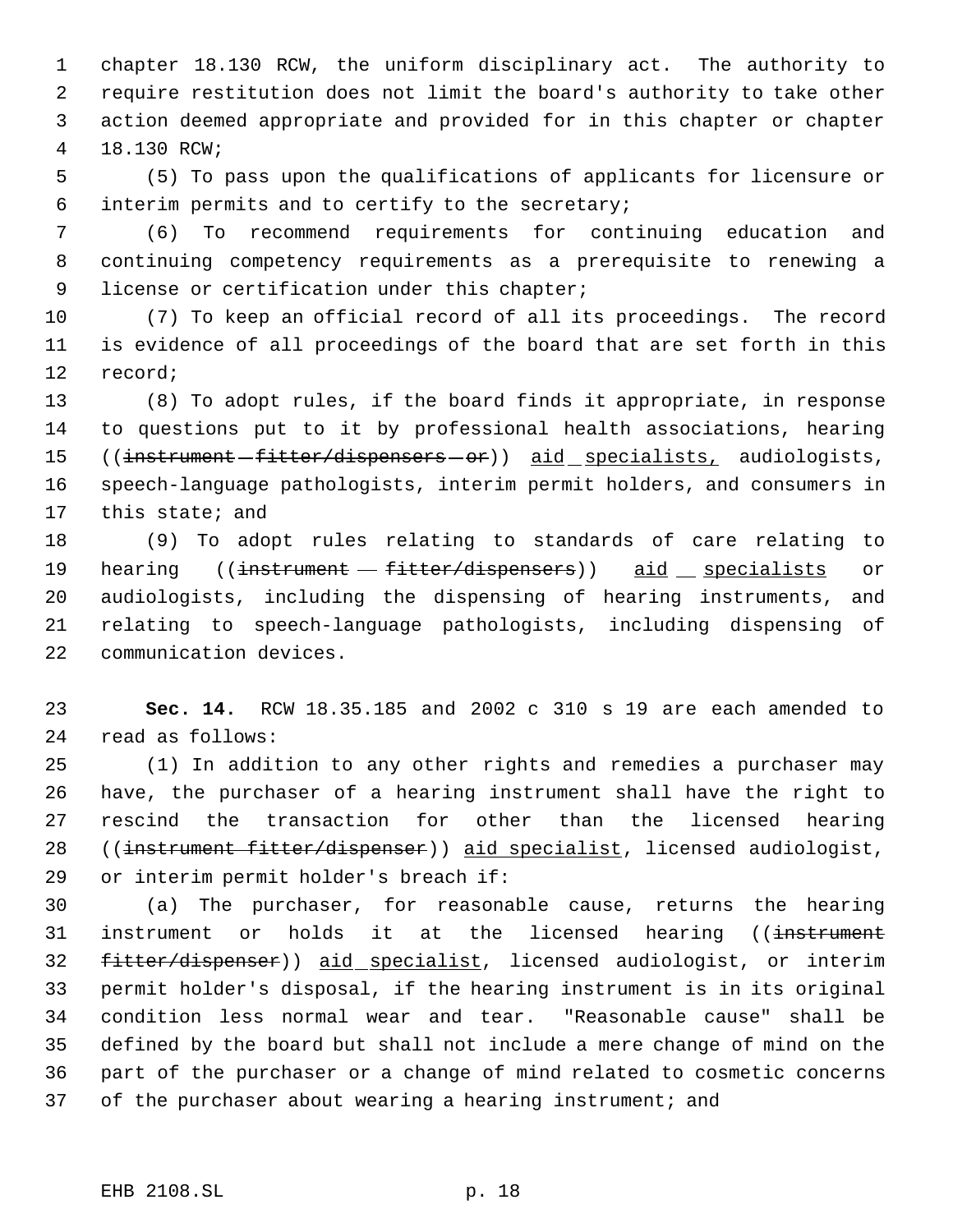chapter 18.130 RCW, the uniform disciplinary act. The authority to require restitution does not limit the board's authority to take other action deemed appropriate and provided for in this chapter or chapter 18.130 RCW;

(5) To pass upon the qualifications of applicants for licensure or interim permits and to certify to the secretary;

(6) To recommend requirements for continuing education and continuing competency requirements as a prerequisite to renewing a license or certification under this chapter;

(7) To keep an official record of all its proceedings. The record is evidence of all proceedings of the board that are set forth in this record;

(8) To adopt rules, if the board finds it appropriate, in response to questions put to it by professional health associations, hearing ((~~instrument fitter/dispensers or~~)) <u>aid specialists,</u> audiologists, speech-language pathologists, interim permit holders, and consumers in this state; and

(9) To adopt rules relating to standards of care relating to hearing ((~~instrument fitter/dispensers~~)) <u>aid specialists</u> or audiologists, including the dispensing of hearing instruments, and relating to speech-language pathologists, including dispensing of communication devices.

**Sec. 14.** RCW 18.35.185 and 2002 c 310 s 19 are each amended to read as follows:

(1) In addition to any other rights and remedies a purchaser may have, the purchaser of a hearing instrument shall have the right to rescind the transaction for other than the licensed hearing ((~~instrument fitter/dispenser~~)) <u>aid specialist</u>, licensed audiologist, or interim permit holder's breach if:

(a) The purchaser, for reasonable cause, returns the hearing instrument or holds it at the licensed hearing ((~~instrument fitter/dispenser~~)) <u>aid specialist</u>, licensed audiologist, or interim permit holder's disposal, if the hearing instrument is in its original condition less normal wear and tear. "Reasonable cause" shall be defined by the board but shall not include a mere change of mind on the part of the purchaser or a change of mind related to cosmetic concerns of the purchaser about wearing a hearing instrument; and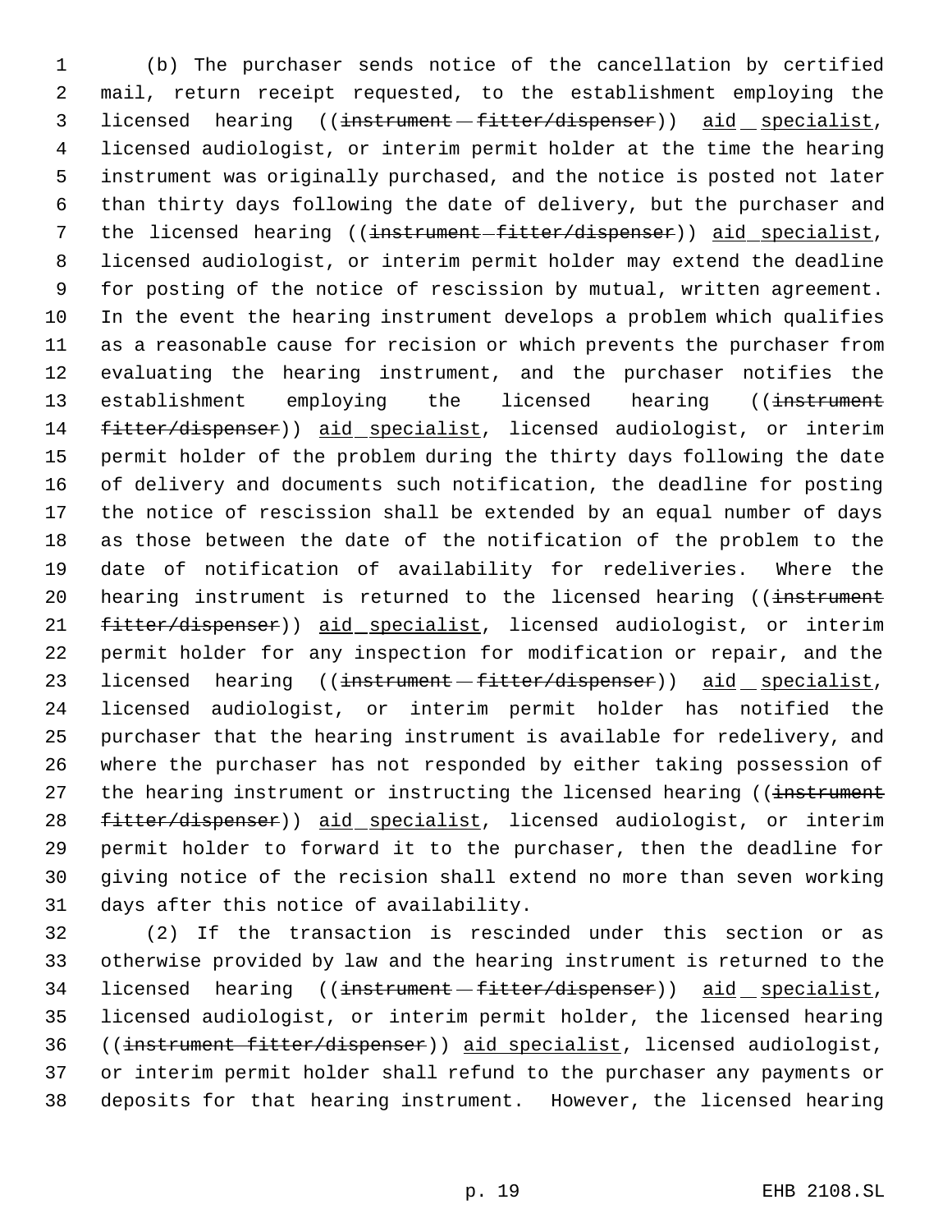(b) The purchaser sends notice of the cancellation by certified mail, return receipt requested, to the establishment employing the licensed hearing ((~~instrument fitter/dispenser~~)) aid specialist, licensed audiologist, or interim permit holder at the time the hearing instrument was originally purchased, and the notice is posted not later than thirty days following the date of delivery, but the purchaser and the licensed hearing ((~~instrument fitter/dispenser~~)) aid specialist, licensed audiologist, or interim permit holder may extend the deadline for posting of the notice of rescission by mutual, written agreement. In the event the hearing instrument develops a problem which qualifies as a reasonable cause for recision or which prevents the purchaser from evaluating the hearing instrument, and the purchaser notifies the establishment employing the licensed hearing ((~~instrument fitter/dispenser~~)) aid specialist, licensed audiologist, or interim permit holder of the problem during the thirty days following the date of delivery and documents such notification, the deadline for posting the notice of rescission shall be extended by an equal number of days as those between the date of the notification of the problem to the date of notification of availability for redeliveries. Where the hearing instrument is returned to the licensed hearing ((~~instrument fitter/dispenser~~)) aid specialist, licensed audiologist, or interim permit holder for any inspection for modification or repair, and the licensed hearing ((~~instrument fitter/dispenser~~)) aid specialist, licensed audiologist, or interim permit holder has notified the purchaser that the hearing instrument is available for redelivery, and where the purchaser has not responded by either taking possession of the hearing instrument or instructing the licensed hearing ((~~instrument fitter/dispenser~~)) aid specialist, licensed audiologist, or interim permit holder to forward it to the purchaser, then the deadline for giving notice of the recision shall extend no more than seven working days after this notice of availability.

(2) If the transaction is rescinded under this section or as otherwise provided by law and the hearing instrument is returned to the licensed hearing ((~~instrument fitter/dispenser~~)) aid specialist, licensed audiologist, or interim permit holder, the licensed hearing ((~~instrument fitter/dispenser~~)) aid specialist, licensed audiologist, or interim permit holder shall refund to the purchaser any payments or deposits for that hearing instrument. However, the licensed hearing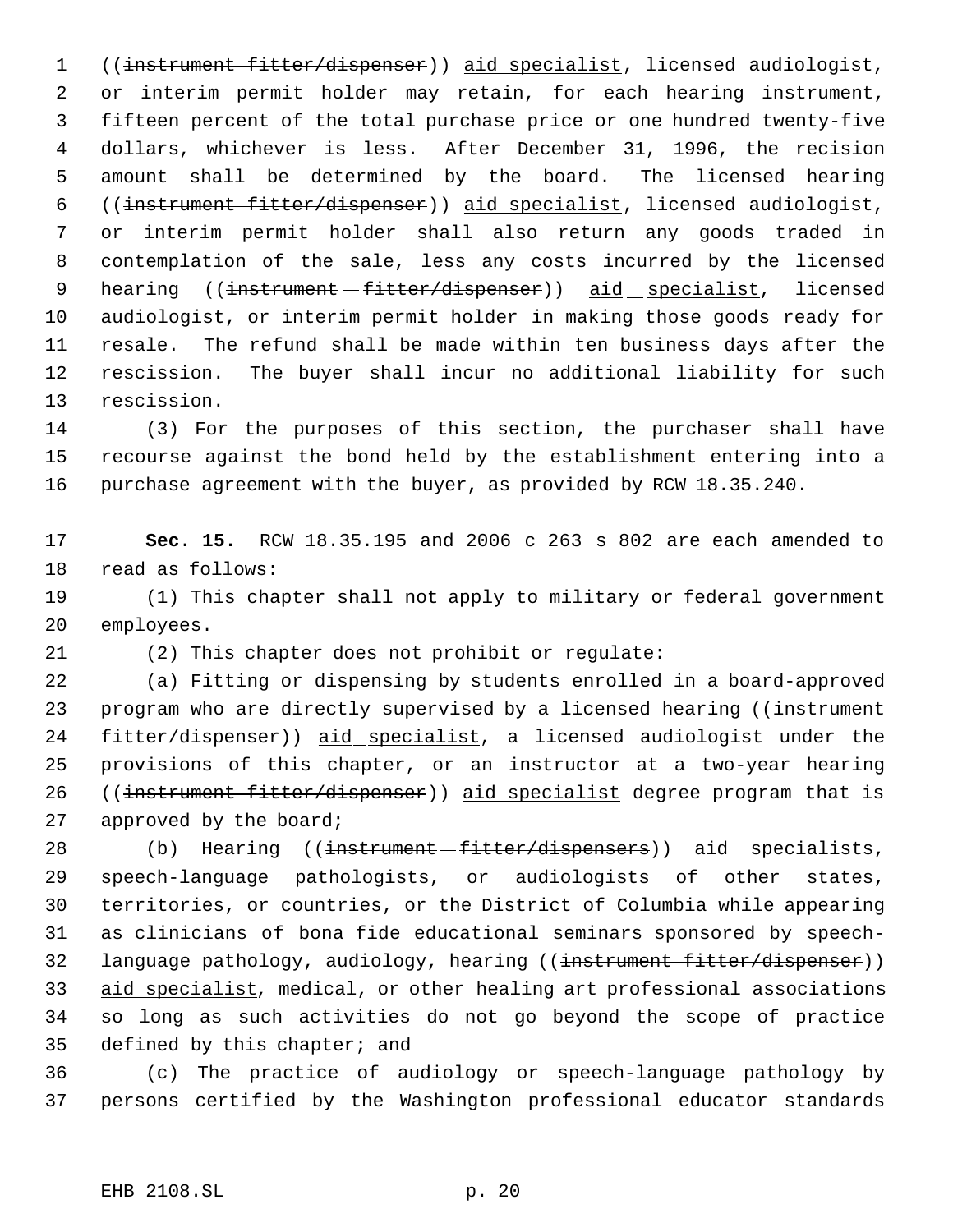((~~instrument fitter/dispenser~~)) aid specialist, licensed audiologist, or interim permit holder may retain, for each hearing instrument, fifteen percent of the total purchase price or one hundred twenty-five dollars, whichever is less. After December 31, 1996, the recision amount shall be determined by the board. The licensed hearing ((~~instrument fitter/dispenser~~)) aid specialist, licensed audiologist, or interim permit holder shall also return any goods traded in contemplation of the sale, less any costs incurred by the licensed hearing ((~~instrument fitter/dispenser~~)) aid specialist, licensed audiologist, or interim permit holder in making those goods ready for resale. The refund shall be made within ten business days after the rescission. The buyer shall incur no additional liability for such rescission.

(3) For the purposes of this section, the purchaser shall have recourse against the bond held by the establishment entering into a purchase agreement with the buyer, as provided by RCW 18.35.240.

**Sec. 15.** RCW 18.35.195 and 2006 c 263 s 802 are each amended to read as follows:

(1) This chapter shall not apply to military or federal government employees.

(2) This chapter does not prohibit or regulate:

(a) Fitting or dispensing by students enrolled in a board-approved program who are directly supervised by a licensed hearing ((~~instrument fitter/dispenser~~)) aid specialist, a licensed audiologist under the provisions of this chapter, or an instructor at a two-year hearing ((~~instrument fitter/dispenser~~)) aid specialist degree program that is approved by the board;

(b) Hearing ((~~instrument fitter/dispensers~~)) aid specialists, speech-language pathologists, or audiologists of other states, territories, or countries, or the District of Columbia while appearing as clinicians of bona fide educational seminars sponsored by speech-language pathology, audiology, hearing ((~~instrument fitter/dispenser~~)) aid specialist, medical, or other healing art professional associations so long as such activities do not go beyond the scope of practice defined by this chapter; and

(c) The practice of audiology or speech-language pathology by persons certified by the Washington professional educator standards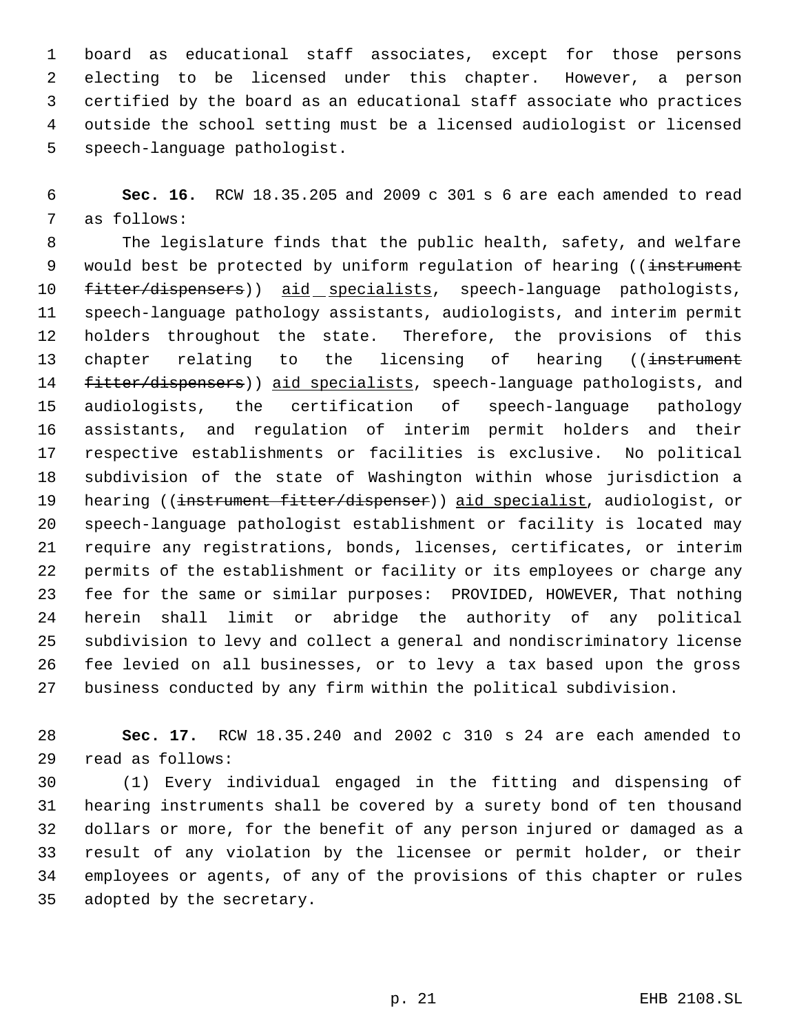board as educational staff associates, except for those persons electing to be licensed under this chapter. However, a person certified by the board as an educational staff associate who practices outside the school setting must be a licensed audiologist or licensed speech-language pathologist.

**Sec. 16.** RCW 18.35.205 and 2009 c 301 s 6 are each amended to read as follows:

The legislature finds that the public health, safety, and welfare would best be protected by uniform regulation of hearing ((~~instrument fitter/dispensers~~)) <u>aid specialists</u>, speech-language pathologists, speech-language pathology assistants, audiologists, and interim permit holders throughout the state. Therefore, the provisions of this chapter relating to the licensing of hearing ((~~instrument fitter/dispensers~~)) <u>aid specialists</u>, speech-language pathologists, and audiologists, the certification of speech-language pathology assistants, and regulation of interim permit holders and their respective establishments or facilities is exclusive. No political subdivision of the state of Washington within whose jurisdiction a hearing ((~~instrument fitter/dispenser~~)) <u>aid specialist</u>, audiologist, or speech-language pathologist establishment or facility is located may require any registrations, bonds, licenses, certificates, or interim permits of the establishment or facility or its employees or charge any fee for the same or similar purposes: PROVIDED, HOWEVER, That nothing herein shall limit or abridge the authority of any political subdivision to levy and collect a general and nondiscriminatory license fee levied on all businesses, or to levy a tax based upon the gross business conducted by any firm within the political subdivision.

**Sec. 17.** RCW 18.35.240 and 2002 c 310 s 24 are each amended to read as follows:

(1) Every individual engaged in the fitting and dispensing of hearing instruments shall be covered by a surety bond of ten thousand dollars or more, for the benefit of any person injured or damaged as a result of any violation by the licensee or permit holder, or their employees or agents, of any of the provisions of this chapter or rules adopted by the secretary.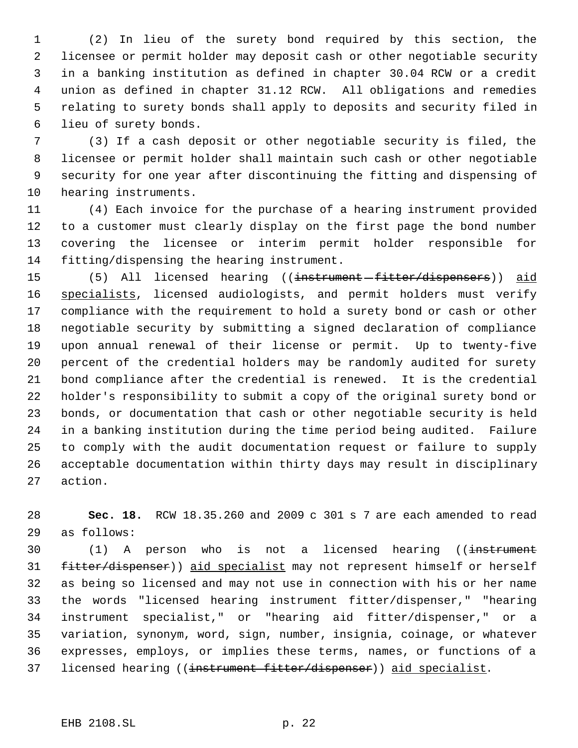(2) In lieu of the surety bond required by this section, the licensee or permit holder may deposit cash or other negotiable security in a banking institution as defined in chapter 30.04 RCW or a credit union as defined in chapter 31.12 RCW. All obligations and remedies relating to surety bonds shall apply to deposits and security filed in lieu of surety bonds.

(3) If a cash deposit or other negotiable security is filed, the licensee or permit holder shall maintain such cash or other negotiable security for one year after discontinuing the fitting and dispensing of hearing instruments.

(4) Each invoice for the purchase of a hearing instrument provided to a customer must clearly display on the first page the bond number covering the licensee or interim permit holder responsible for fitting/dispensing the hearing instrument.

(5) All licensed hearing ((~~instrument fitter/dispensers~~)) <u>aid specialists</u>, licensed audiologists, and permit holders must verify compliance with the requirement to hold a surety bond or cash or other negotiable security by submitting a signed declaration of compliance upon annual renewal of their license or permit. Up to twenty-five percent of the credential holders may be randomly audited for surety bond compliance after the credential is renewed. It is the credential holder's responsibility to submit a copy of the original surety bond or bonds, or documentation that cash or other negotiable security is held in a banking institution during the time period being audited. Failure to comply with the audit documentation request or failure to supply acceptable documentation within thirty days may result in disciplinary action.

**Sec. 18.** RCW 18.35.260 and 2009 c 301 s 7 are each amended to read as follows:

(1) A person who is not a licensed hearing ((~~instrument fitter/dispenser~~)) <u>aid specialist</u> may not represent himself or herself as being so licensed and may not use in connection with his or her name the words "licensed hearing instrument fitter/dispenser," "hearing instrument specialist," or "hearing aid fitter/dispenser," or a variation, synonym, word, sign, number, insignia, coinage, or whatever expresses, employs, or implies these terms, names, or functions of a licensed hearing ((~~instrument fitter/dispenser~~)) <u>aid specialist</u>.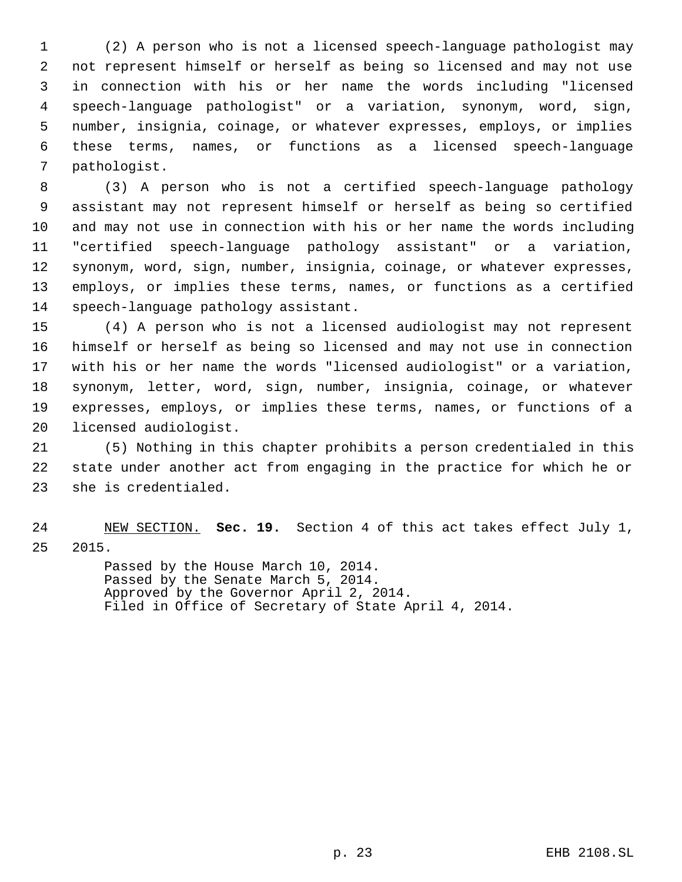(2) A person who is not a licensed speech-language pathologist may not represent himself or herself as being so licensed and may not use in connection with his or her name the words including "licensed speech-language pathologist" or a variation, synonym, word, sign, number, insignia, coinage, or whatever expresses, employs, or implies these terms, names, or functions as a licensed speech-language pathologist.

(3) A person who is not a certified speech-language pathology assistant may not represent himself or herself as being so certified and may not use in connection with his or her name the words including "certified speech-language pathology assistant" or a variation, synonym, word, sign, number, insignia, coinage, or whatever expresses, employs, or implies these terms, names, or functions as a certified speech-language pathology assistant.

(4) A person who is not a licensed audiologist may not represent himself or herself as being so licensed and may not use in connection with his or her name the words "licensed audiologist" or a variation, synonym, letter, word, sign, number, insignia, coinage, or whatever expresses, employs, or implies these terms, names, or functions of a licensed audiologist.

(5) Nothing in this chapter prohibits a person credentialed in this state under another act from engaging in the practice for which he or she is credentialed.

NEW SECTION. **Sec. 19.** Section 4 of this act takes effect July 1, 2015.

Passed by the House March 10, 2014.
Passed by the Senate March 5, 2014.
Approved by the Governor April 2, 2014.
Filed in Office of Secretary of State April 4, 2014.